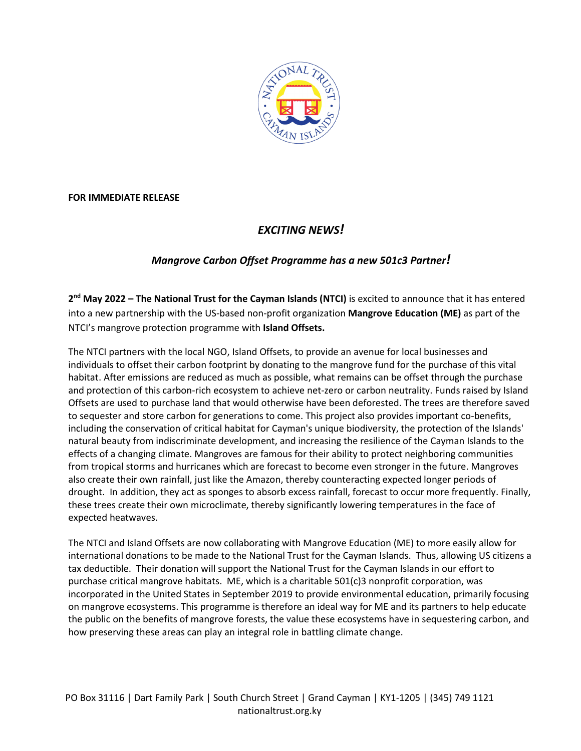**FOR IMMEDIATE RELEASE**

# *EXCITING NEWS!*

## *Mangrove Carbon Offset Programme has a new 501c3 Partner!*

**2nd May 2022 – The National Trust for the Cayman Islands (NTCI)** is excited to announce that it has entered into a new partnership with the US-based non-profit organization **Mangrove Education (ME)** as part of the NTCI's mangrove protection programme with **Island Offsets.**

The NTCI partners with the local NGO, Island Offsets, to provide an avenue for local businesses and individuals to offset their carbon footprint by donating to the mangrove fund for the purchase of this vital habitat. After emissions are reduced as much as possible, what remains can be offset through the purchase and protection of this carbon-rich ecosystem to achieve net-zero or carbon neutrality. Funds raised by Island Offsets are used to purchase land that would otherwise have been deforested. The trees are therefore saved to sequester and store carbon for generations to come. This project also provides important co-benefits, including the conservation of critical habitat for Cayman's unique biodiversity, the protection of the Islands' natural beauty from indiscriminate development, and increasing the resilience of the Cayman Islands to the effects of a changing climate. Mangroves are famous for their ability to protect neighboring communities from tropical storms and hurricanes which are forecast to become even stronger in the future. Mangroves also create their own rainfall, just like the Amazon, thereby counteracting expected longer periods of drought. In addition, they act as sponges to absorb excess rainfall, forecast to occur more frequently. Finally, these trees create their own microclimate, thereby significantly lowering temperatures in the face of expected heatwaves.

The NTCI and Island Offsets are now collaborating with Mangrove Education (ME) to more easily allow for international donations to be made to the National Trust for the Cayman Islands. Thus, allowing US citizens a tax deductible. Their donation will support the National Trust for the Cayman Islands in our effort to purchase critical mangrove habitats. ME, which is a charitable 501(c)3 nonprofit corporation, was incorporated in the United States in September 2019 to provide environmental education, primarily focusing on mangrove ecosystems. This programme is therefore an ideal way for ME and its partners to help educate the public on the benefits of mangrove forests, the value these ecosystems have in sequestering carbon, and how preserving these areas can play an integral role in battling climate change.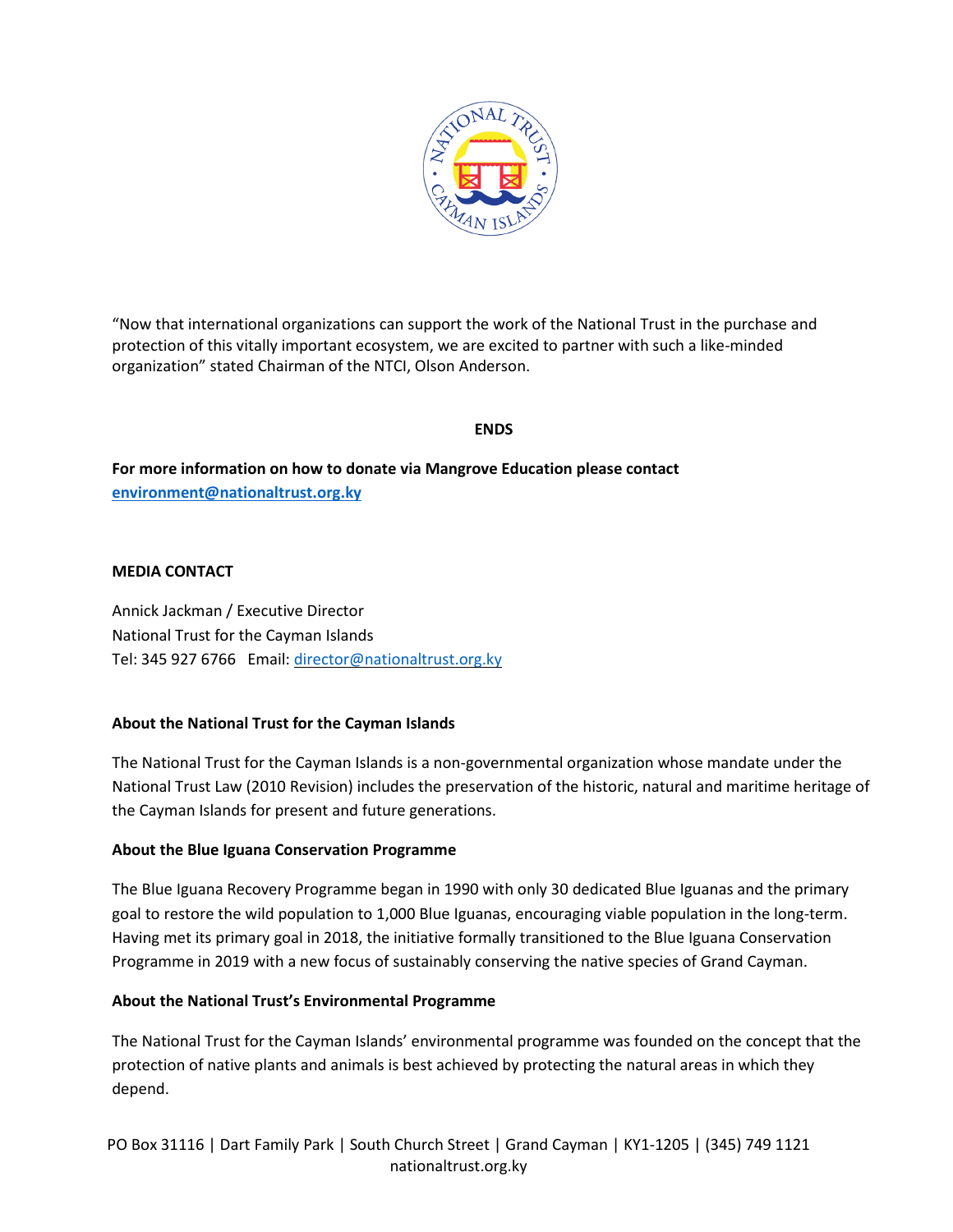“Now that international organizations can support the work of the National Trust in the purchase and protection of this vitally important ecosystem, we are excited to partner with such a like-minded organization” stated Chairman of the NTCI, Olson Anderson.

**ENDS**

**For more information on how to donate via Mangrove Education please contact [environment@nationaltrust.org.ky](mailto:environment@nationaltrust.org.ky)**

**MEDIA CONTACT**

Annick Jackman / Executive Director
National Trust for the Cayman Islands
Tel: 345 927 6766 Email: [director@nationaltrust.org.ky](mailto:director@nationaltrust.org.ky)

**About the National Trust for the Cayman Islands**

The National Trust for the Cayman Islands is a non-governmental organization whose mandate under the National Trust Law (2010 Revision) includes the preservation of the historic, natural and maritime heritage of the Cayman Islands for present and future generations.

**About the Blue Iguana Conservation Programme**

The Blue Iguana Recovery Programme began in 1990 with only 30 dedicated Blue Iguanas and the primary goal to restore the wild population to 1,000 Blue Iguanas, encouraging viable population in the long-term. Having met its primary goal in 2018, the initiative formally transitioned to the Blue Iguana Conservation Programme in 2019 with a new focus of sustainably conserving the native species of Grand Cayman.

**About the National Trust’s Environmental Programme**

The National Trust for the Cayman Islands’ environmental programme was founded on the concept that the protection of native plants and animals is best achieved by protecting the natural areas in which they depend.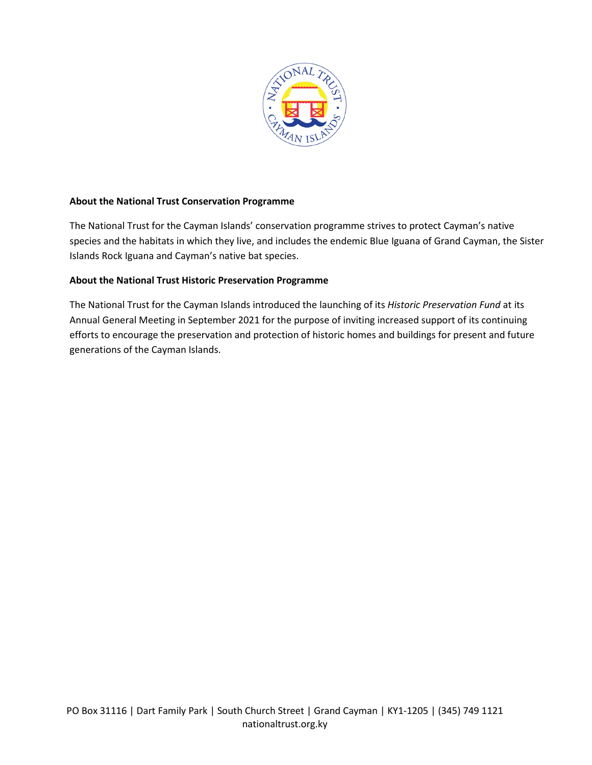**About the National Trust Conservation Programme**

The National Trust for the Cayman Islands' conservation programme strives to protect Cayman's native species and the habitats in which they live, and includes the endemic Blue Iguana of Grand Cayman, the Sister Islands Rock Iguana and Cayman's native bat species.

**About the National Trust Historic Preservation Programme**

The National Trust for the Cayman Islands introduced the launching of its *Historic Preservation Fund* at its Annual General Meeting in September 2021 for the purpose of inviting increased support of its continuing efforts to encourage the preservation and protection of historic homes and buildings for present and future generations of the Cayman Islands.

PO Box 31116 | Dart Family Park | South Church Street | Grand Cayman | KY1-1205 | (345) 749 1121
nationaltrust.org.ky